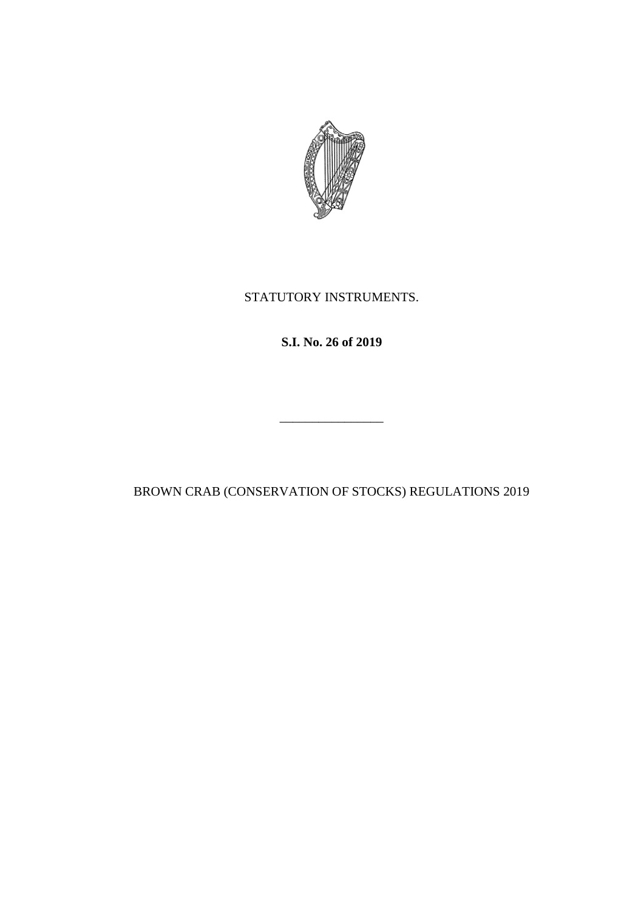STATUTORY INSTRUMENTS.

**S.I. No. 26 of 2019**

\_\_\_\_\_\_\_\_\_\_\_\_\_\_\_\_

BROWN CRAB (CONSERVATION OF STOCKS) REGULATIONS 2019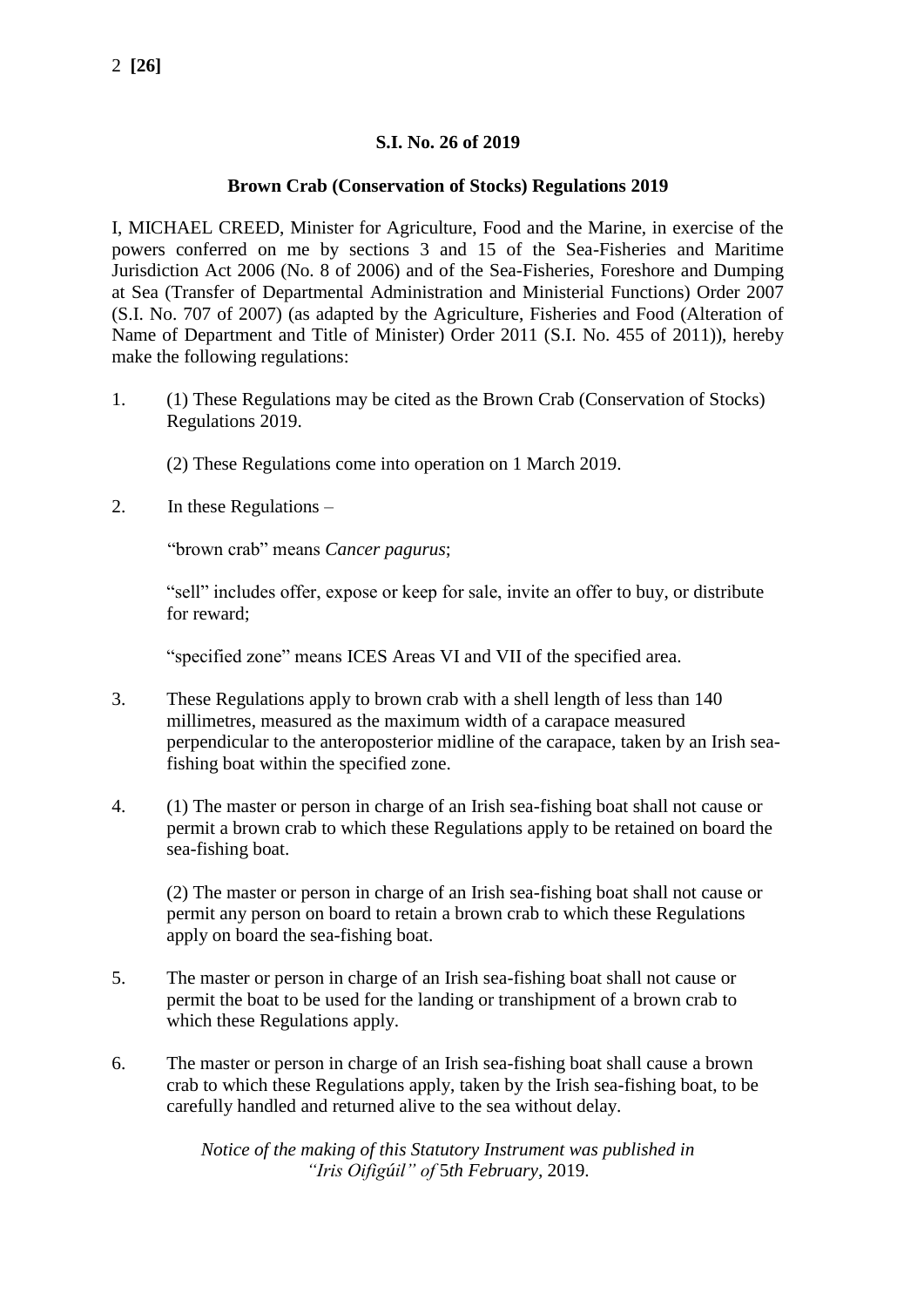**S.I. No. 26 of 2019**

**Brown Crab (Conservation of Stocks) Regulations 2019**

I, MICHAEL CREED, Minister for Agriculture, Food and the Marine, in exercise of the powers conferred on me by sections 3 and 15 of the Sea-Fisheries and Maritime Jurisdiction Act 2006 (No. 8 of 2006) and of the Sea-Fisheries, Foreshore and Dumping at Sea (Transfer of Departmental Administration and Ministerial Functions) Order 2007 (S.I. No. 707 of 2007) (as adapted by the Agriculture, Fisheries and Food (Alteration of Name of Department and Title of Minister) Order 2011 (S.I. No. 455 of 2011)), hereby make the following regulations:

1. (1) These Regulations may be cited as the Brown Crab (Conservation of Stocks) Regulations 2019.

   (2) These Regulations come into operation on 1 March 2019.

2. In these Regulations –

   "brown crab" means *Cancer pagurus*;

   "sell" includes offer, expose or keep for sale, invite an offer to buy, or distribute for reward;

   "specified zone" means ICES Areas VI and VII of the specified area.

3. These Regulations apply to brown crab with a shell length of less than 140 millimetres, measured as the maximum width of a carapace measured perpendicular to the anteroposterior midline of the carapace, taken by an Irish sea-fishing boat within the specified zone.

4. (1) The master or person in charge of an Irish sea-fishing boat shall not cause or permit a brown crab to which these Regulations apply to be retained on board the sea-fishing boat.

   (2) The master or person in charge of an Irish sea-fishing boat shall not cause or permit any person on board to retain a brown crab to which these Regulations apply on board the sea-fishing boat.

5. The master or person in charge of an Irish sea-fishing boat shall not cause or permit the boat to be used for the landing or transhipment of a brown crab to which these Regulations apply.

6. The master or person in charge of an Irish sea-fishing boat shall cause a brown crab to which these Regulations apply, taken by the Irish sea-fishing boat, to be carefully handled and returned alive to the sea without delay.

*Notice of the making of this Statutory Instrument was published in "Iris Oifigúil" of* 5*th February,* 2019.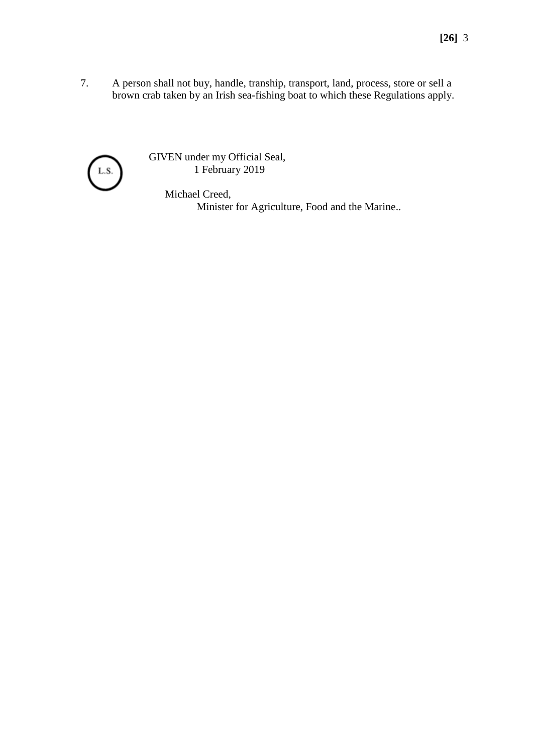7. A person shall not buy, handle, tranship, transport, land, process, store or sell a brown crab taken by an Irish sea-fishing boat to which these Regulations apply.

L.S.

GIVEN under my Official Seal,
1 February 2019

Michael Creed,
Minister for Agriculture, Food and the Marine..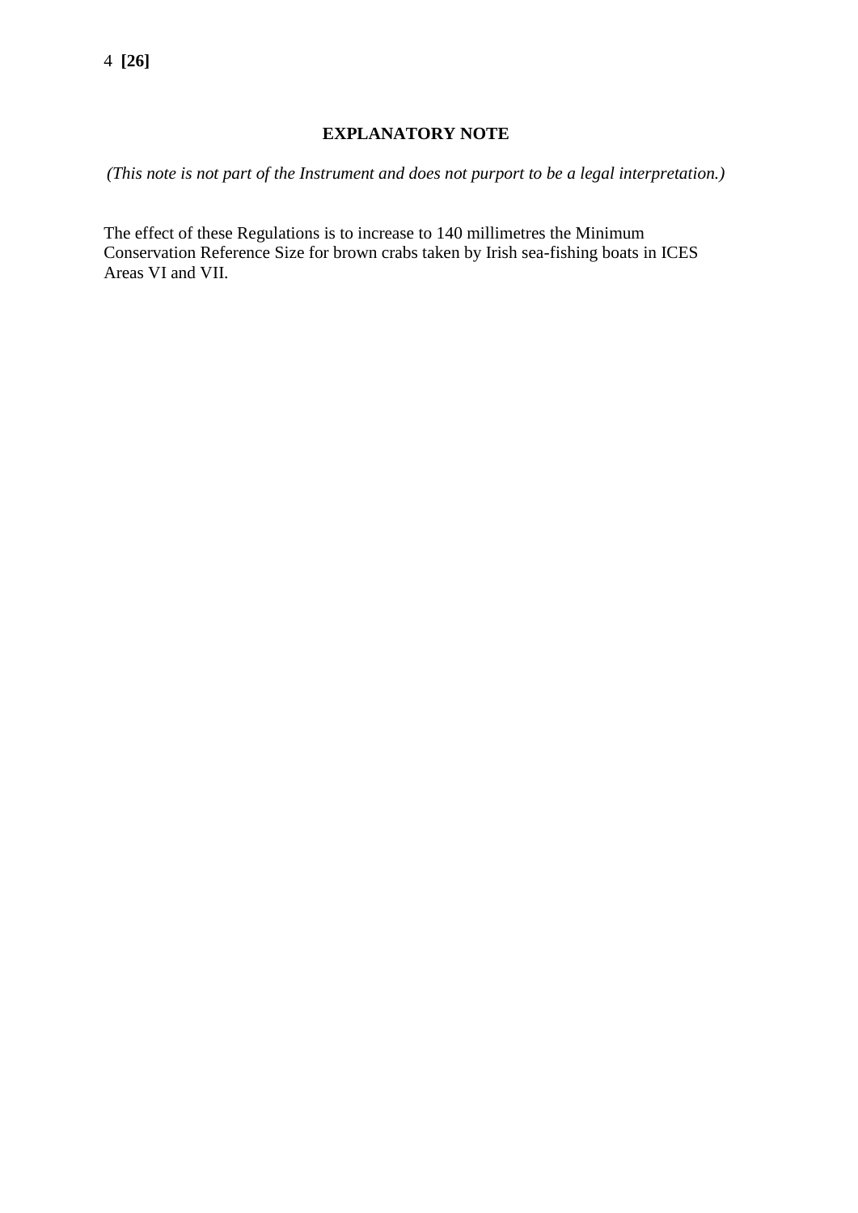## EXPLANATORY NOTE

*(This note is not part of the Instrument and does not purport to be a legal interpretation.)*

The effect of these Regulations is to increase to 140 millimetres the Minimum Conservation Reference Size for brown crabs taken by Irish sea-fishing boats in ICES Areas VI and VII.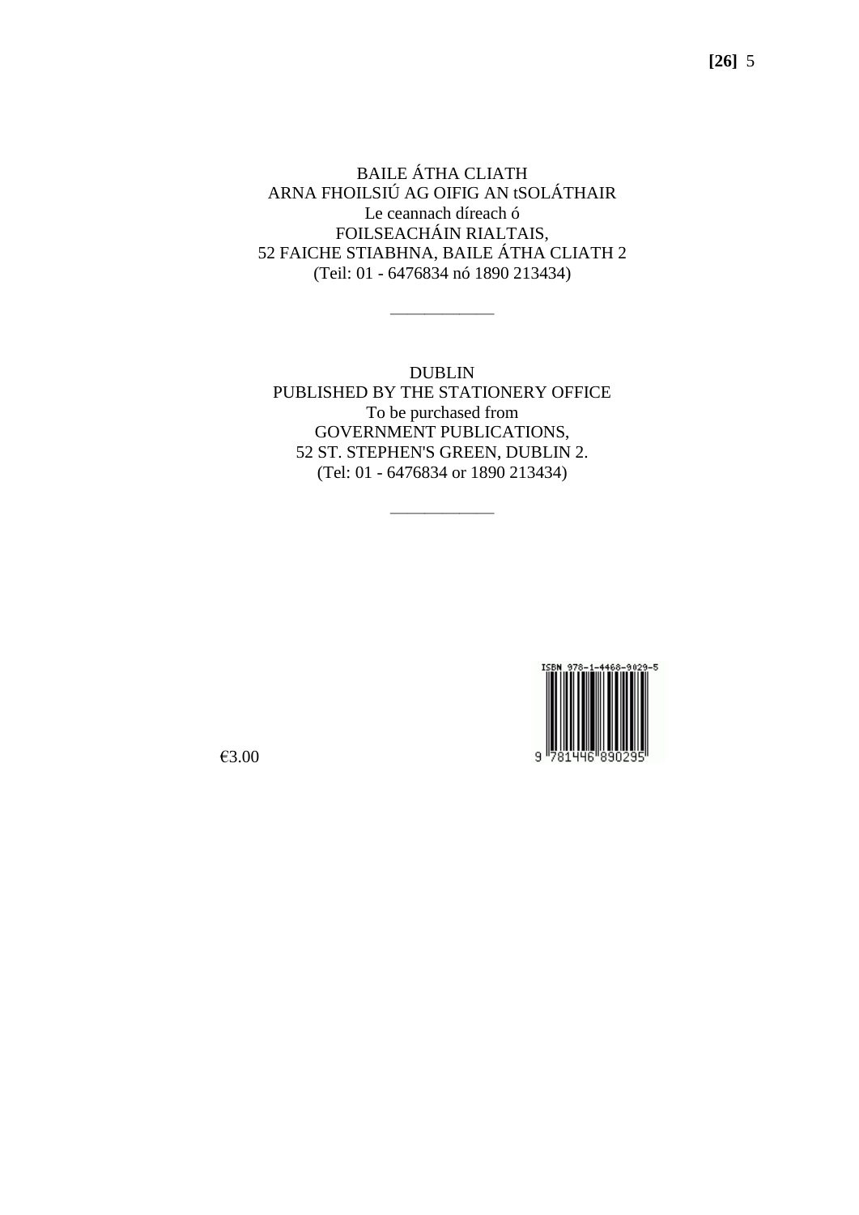BAILE ÁTHA CLIATH
ARNA FHOILSIÚ AG OIFIG AN tSOLÁTHAIR
Le ceannach díreach ó
FOILSEACHÁIN RIALTAIS,
52 FAICHE STIABHNA, BAILE ÁTHA CLIATH 2
(Teil: 01 - 6476834 nó 1890 213434)

---

DUBLIN
PUBLISHED BY THE STATIONERY OFFICE
To be purchased from
GOVERNMENT PUBLICATIONS,
52 ST. STEPHEN'S GREEN, DUBLIN 2.
(Tel: 01 - 6476834 or 1890 213434)

---

ISBN 978-1-4468-9029-5

€3.00